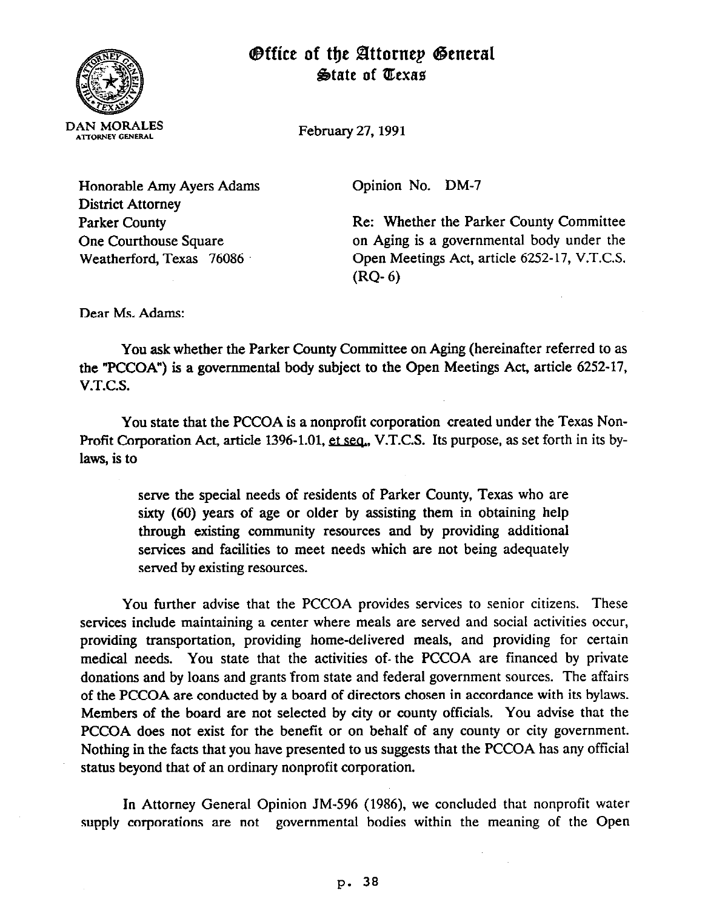# Office of the Attorney General
## State of Texas

DAN MORALES
ATTORNEY GENERAL

February 27, 1991

Honorable Amy Ayers Adams
District Attorney
Parker County
One Courthouse Square
Weatherford, Texas 76086

Opinion No. DM-7

Re: Whether the Parker County Committee on Aging is a governmental body under the Open Meetings Act, article 6252-17, V.T.C.S. (RQ-6)

Dear Ms. Adams:

You ask whether the Parker County Committee on Aging (hereinafter referred to as the "PCCOA") is a governmental body subject to the Open Meetings Act, article 6252-17, V.T.C.S.

You state that the PCCOA is a nonprofit corporation created under the Texas Non-Profit Corporation Act, article 1396-1.01, et seq., V.T.C.S. Its purpose, as set forth in its by-laws, is to

> serve the special needs of residents of Parker County, Texas who are sixty (60) years of age or older by assisting them in obtaining help through existing community resources and by providing additional services and facilities to meet needs which are not being adequately served by existing resources.

You further advise that the PCCOA provides services to senior citizens. These services include maintaining a center where meals are served and social activities occur, providing transportation, providing home-delivered meals, and providing for certain medical needs. You state that the activities of the PCCOA are financed by private donations and by loans and grants from state and federal government sources. The affairs of the PCCOA are conducted by a board of directors chosen in accordance with its bylaws. Members of the board are not selected by city or county officials. You advise that the PCCOA does not exist for the benefit or on behalf of any county or city government. Nothing in the facts that you have presented to us suggests that the PCCOA has any official status beyond that of an ordinary nonprofit corporation.

In Attorney General Opinion JM-596 (1986), we concluded that nonprofit water supply corporations are not governmental bodies within the meaning of the Open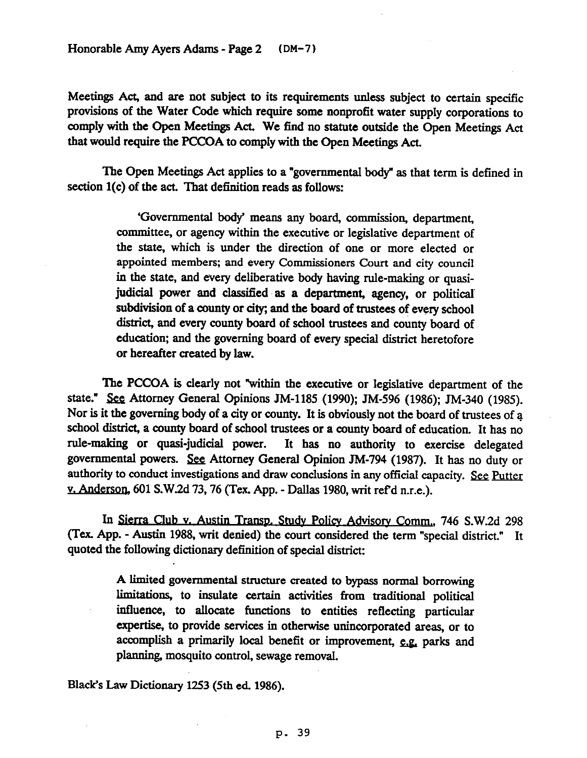Meetings Act, and are not subject to its requirements unless subject to certain specific provisions of the Water Code which require some nonprofit water supply corporations to comply with the Open Meetings Act. We find no statute outside the Open Meetings Act that would require the PCCOA to comply with the Open Meetings Act.

The Open Meetings Act applies to a "governmental body" as that term is defined in section 1(c) of the act. That definition reads as follows:

> 'Governmental body' means any board, commission, department, committee, or agency within the executive or legislative department of the state, which is under the direction of one or more elected or appointed members; and every Commissioners Court and city council in the state, and every deliberative body having rule-making or quasi-judicial power and classified as a department, agency, or political subdivision of a county or city; and the board of trustees of every school district, and every county board of school trustees and county board of education; and the governing board of every special district heretofore or hereafter created by law.

The PCCOA is clearly not "within the executive or legislative department of the state." See Attorney General Opinions JM-1185 (1990); JM-596 (1986); JM-340 (1985). Nor is it the governing body of a city or county. It is obviously not the board of trustees of a school district, a county board of school trustees or a county board of education. It has no rule-making or quasi-judicial power. It has no authority to exercise delegated governmental powers. See Attorney General Opinion JM-794 (1987). It has no duty or authority to conduct investigations and draw conclusions in any official capacity. See Putter v. Anderson, 601 S.W.2d 73, 76 (Tex. App. - Dallas 1980, writ ref'd n.r.e.).

In Sierra Club v. Austin Transp. Study Policy Advisory Comm., 746 S.W.2d 298 (Tex. App. - Austin 1988, writ denied) the court considered the term "special district." It quoted the following dictionary definition of special district:

> A limited governmental structure created to bypass normal borrowing limitations, to insulate certain activities from traditional political influence, to allocate functions to entities reflecting particular expertise, to provide services in otherwise unincorporated areas, or to accomplish a primarily local benefit or improvement, e.g. parks and planning, mosquito control, sewage removal.

Black's Law Dictionary 1253 (5th ed. 1986).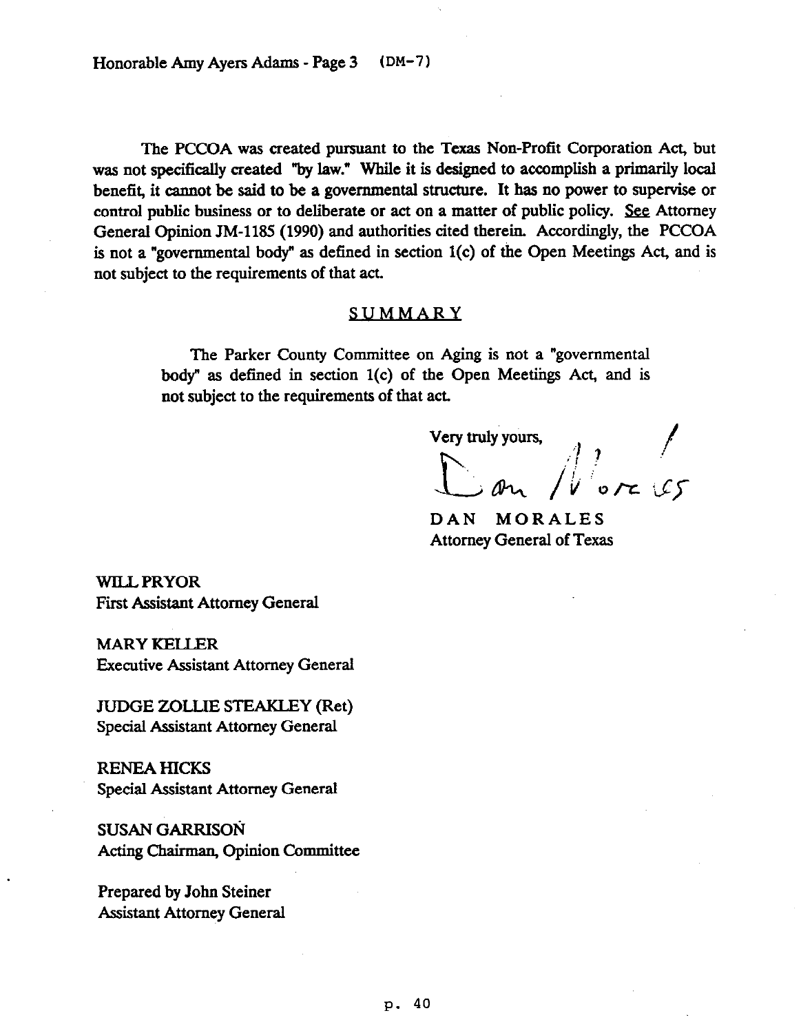The PCCOA was created pursuant to the Texas Non-Profit Corporation Act, but was not specifically created "by law." While it is designed to accomplish a primarily local benefit, it cannot be said to be a governmental structure. It has no power to supervise or control public business or to deliberate or act on a matter of public policy. See Attorney General Opinion JM-1185 (1990) and authorities cited therein. Accordingly, the PCCOA is not a "governmental body" as defined in section 1(c) of the Open Meetings Act, and is not subject to the requirements of that act.

## SUMMARY

The Parker County Committee on Aging is not a "governmental body" as defined in section 1(c) of the Open Meetings Act, and is not subject to the requirements of that act.

Very truly yours,

Dan Morales

DAN MORALES
Attorney General of Texas

WILL PRYOR
First Assistant Attorney General

MARY KELLER
Executive Assistant Attorney General

JUDGE ZOLLIE STEAKLEY (Ret)
Special Assistant Attorney General

RENEA HICKS
Special Assistant Attorney General

SUSAN GARRISON
Acting Chairman, Opinion Committee

Prepared by John Steiner
Assistant Attorney General